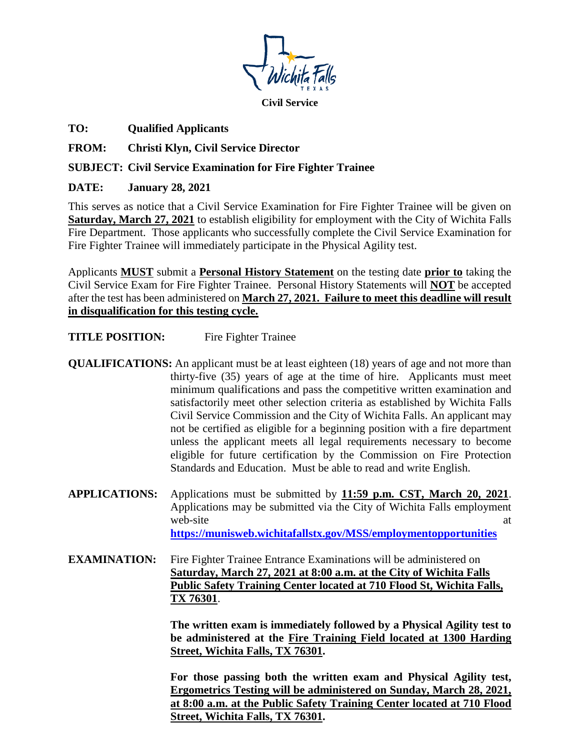**Civil Service**

**TO:** **Qualified Applicants**

**FROM:** **Christi Klyn, Civil Service Director**

**SUBJECT: Civil Service Examination for Fire Fighter Trainee**

**DATE:** **January 28, 2021**

This serves as notice that a Civil Service Examination for Fire Fighter Trainee will be given on **Saturday, March 27, 2021** to establish eligibility for employment with the City of Wichita Falls Fire Department. Those applicants who successfully complete the Civil Service Examination for Fire Fighter Trainee will immediately participate in the Physical Agility test.

Applicants **MUST** submit a **Personal History Statement** on the testing date **prior to** taking the Civil Service Exam for Fire Fighter Trainee. Personal History Statements will **NOT** be accepted after the test has been administered on **March 27, 2021. Failure to meet this deadline will result in disqualification for this testing cycle.**

**TITLE POSITION:** Fire Fighter Trainee

**QUALIFICATIONS:** An applicant must be at least eighteen (18) years of age and not more than thirty-five (35) years of age at the time of hire. Applicants must meet minimum qualifications and pass the competitive written examination and satisfactorily meet other selection criteria as established by Wichita Falls Civil Service Commission and the City of Wichita Falls. An applicant may not be certified as eligible for a beginning position with a fire department unless the applicant meets all legal requirements necessary to become eligible for future certification by the Commission on Fire Protection Standards and Education. Must be able to read and write English.

**APPLICATIONS:** Applications must be submitted by **11:59 p.m. CST, March 20, 2021**. Applications may be submitted via the City of Wichita Falls employment web-site at **https://munisweb.wichitafallstx.gov/MSS/employmentopportunities**

**EXAMINATION:** Fire Fighter Trainee Entrance Examinations will be administered on **Saturday, March 27, 2021 at 8:00 a.m. at the City of Wichita Falls Public Safety Training Center located at 710 Flood St, Wichita Falls, TX 76301**.

**The written exam is immediately followed by a Physical Agility test to be administered at the Fire Training Field located at 1300 Harding Street, Wichita Falls, TX 76301.**

**For those passing both the written exam and Physical Agility test, Ergometrics Testing will be administered on Sunday, March 28, 2021, at 8:00 a.m. at the Public Safety Training Center located at 710 Flood Street, Wichita Falls, TX 76301.**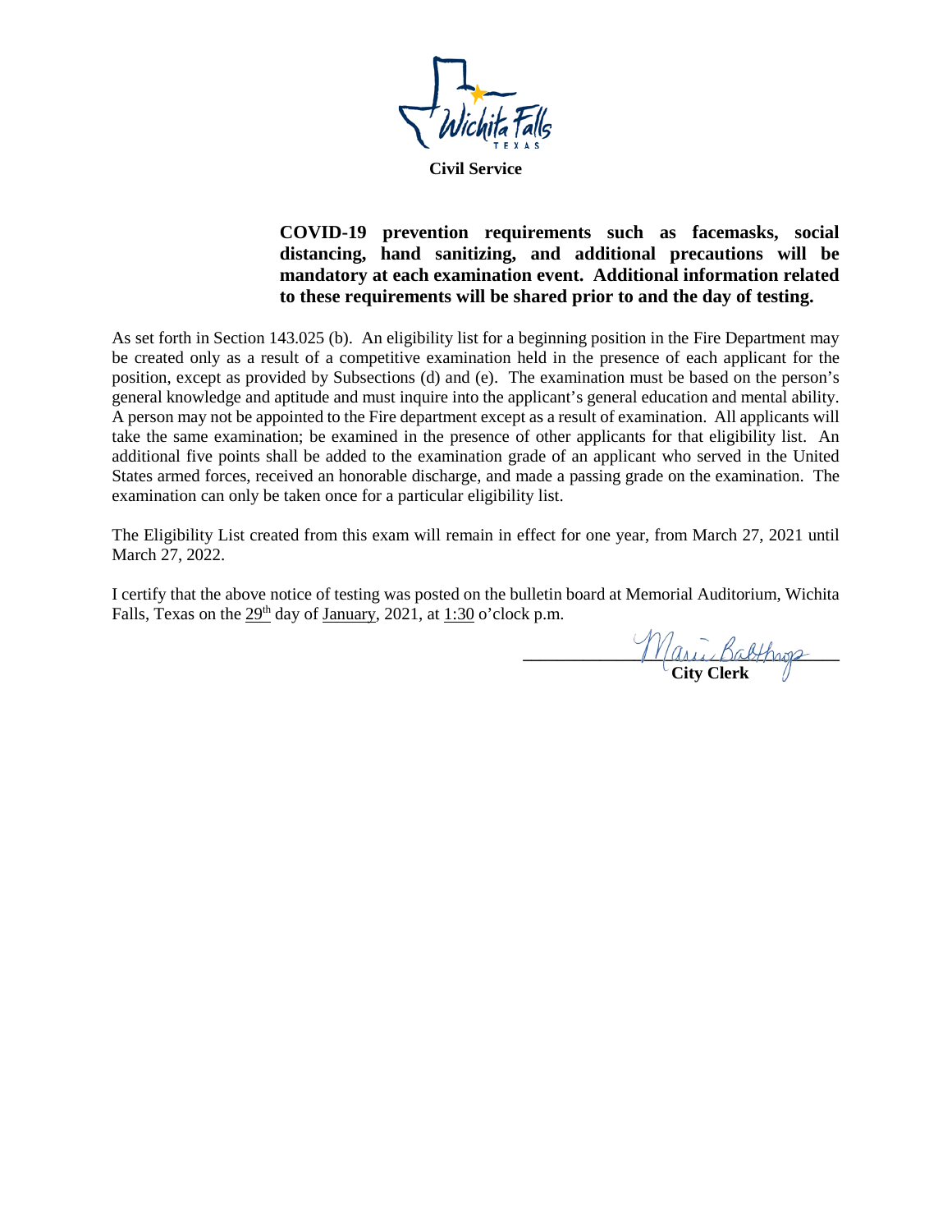Wichita Falls
TEXAS

**Civil Service**

**COVID-19 prevention requirements such as facemasks, social distancing, hand sanitizing, and additional precautions will be mandatory at each examination event. Additional information related to these requirements will be shared prior to and the day of testing.**

As set forth in Section 143.025 (b). An eligibility list for a beginning position in the Fire Department may be created only as a result of a competitive examination held in the presence of each applicant for the position, except as provided by Subsections (d) and (e). The examination must be based on the person's general knowledge and aptitude and must inquire into the applicant's general education and mental ability. A person may not be appointed to the Fire department except as a result of examination. All applicants will take the same examination; be examined in the presence of other applicants for that eligibility list. An additional five points shall be added to the examination grade of an applicant who served in the United States armed forces, received an honorable discharge, and made a passing grade on the examination. The examination can only be taken once for a particular eligibility list.

The Eligibility List created from this exam will remain in effect for one year, from March 27, 2021 until March 27, 2022.

I certify that the above notice of testing was posted on the bulletin board at Memorial Auditorium, Wichita Falls, Texas on the 29th day of January, 2021, at 1:30 o'clock p.m.

Marie Balthrop

**City Clerk**